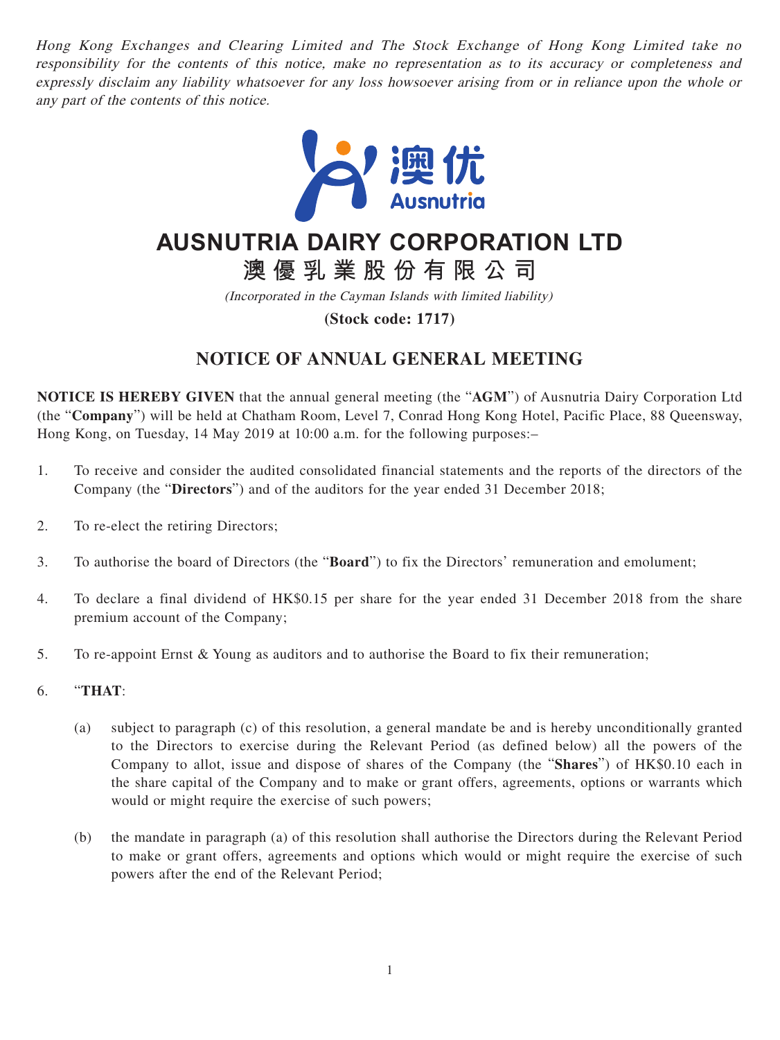*Hong Kong Exchanges and Clearing Limited and The Stock Exchange of Hong Kong Limited take no responsibility for the contents of this notice, make no representation as to its accuracy or completeness and expressly disclaim any liability whatsoever for any loss howsoever arising from or in reliance upon the whole or any part of the contents of this notice.*

# AUSNUTRIA DAIRY CORPORATION LTD

# 澳優乳業股份有限公司

*(Incorporated in the Cayman Islands with limited liability)*

**(Stock code: 1717)**

## NOTICE OF ANNUAL GENERAL MEETING

**NOTICE IS HEREBY GIVEN** that the annual general meeting (the "**AGM**") of Ausnutria Dairy Corporation Ltd (the "**Company**") will be held at Chatham Room, Level 7, Conrad Hong Kong Hotel, Pacific Place, 88 Queensway, Hong Kong, on Tuesday, 14 May 2019 at 10:00 a.m. for the following purposes:–

1. To receive and consider the audited consolidated financial statements and the reports of the directors of the Company (the "**Directors**") and of the auditors for the year ended 31 December 2018;

2. To re-elect the retiring Directors;

3. To authorise the board of Directors (the "**Board**") to fix the Directors' remuneration and emolument;

4. To declare a final dividend of HK$0.15 per share for the year ended 31 December 2018 from the share premium account of the Company;

5. To re-appoint Ernst & Young as auditors and to authorise the Board to fix their remuneration;

6. "**THAT**:

   (a) subject to paragraph (c) of this resolution, a general mandate be and is hereby unconditionally granted to the Directors to exercise during the Relevant Period (as defined below) all the powers of the Company to allot, issue and dispose of shares of the Company (the "**Shares**") of HK$0.10 each in the share capital of the Company and to make or grant offers, agreements, options or warrants which would or might require the exercise of such powers;

   (b) the mandate in paragraph (a) of this resolution shall authorise the Directors during the Relevant Period to make or grant offers, agreements and options which would or might require the exercise of such powers after the end of the Relevant Period;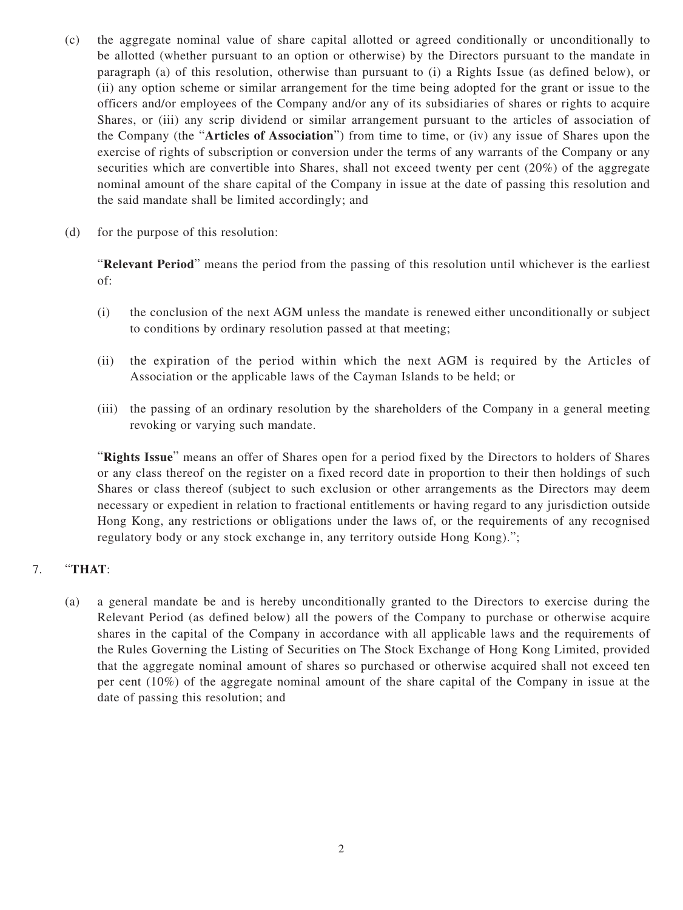(c) the aggregate nominal value of share capital allotted or agreed conditionally or unconditionally to be allotted (whether pursuant to an option or otherwise) by the Directors pursuant to the mandate in paragraph (a) of this resolution, otherwise than pursuant to (i) a Rights Issue (as defined below), or (ii) any option scheme or similar arrangement for the time being adopted for the grant or issue to the officers and/or employees of the Company and/or any of its subsidiaries of shares or rights to acquire Shares, or (iii) any scrip dividend or similar arrangement pursuant to the articles of association of the Company (the "**Articles of Association**") from time to time, or (iv) any issue of Shares upon the exercise of rights of subscription or conversion under the terms of any warrants of the Company or any securities which are convertible into Shares, shall not exceed twenty per cent (20%) of the aggregate nominal amount of the share capital of the Company in issue at the date of passing this resolution and the said mandate shall be limited accordingly; and

(d) for the purpose of this resolution:

"**Relevant Period**" means the period from the passing of this resolution until whichever is the earliest of:

(i) the conclusion of the next AGM unless the mandate is renewed either unconditionally or subject to conditions by ordinary resolution passed at that meeting;

(ii) the expiration of the period within which the next AGM is required by the Articles of Association or the applicable laws of the Cayman Islands to be held; or

(iii) the passing of an ordinary resolution by the shareholders of the Company in a general meeting revoking or varying such mandate.

"**Rights Issue**" means an offer of Shares open for a period fixed by the Directors to holders of Shares or any class thereof on the register on a fixed record date in proportion to their then holdings of such Shares or class thereof (subject to such exclusion or other arrangements as the Directors may deem necessary or expedient in relation to fractional entitlements or having regard to any jurisdiction outside Hong Kong, any restrictions or obligations under the laws of, or the requirements of any recognised regulatory body or any stock exchange in, any territory outside Hong Kong).";

7. "**THAT**:

(a) a general mandate be and is hereby unconditionally granted to the Directors to exercise during the Relevant Period (as defined below) all the powers of the Company to purchase or otherwise acquire shares in the capital of the Company in accordance with all applicable laws and the requirements of the Rules Governing the Listing of Securities on The Stock Exchange of Hong Kong Limited, provided that the aggregate nominal amount of shares so purchased or otherwise acquired shall not exceed ten per cent (10%) of the aggregate nominal amount of the share capital of the Company in issue at the date of passing this resolution; and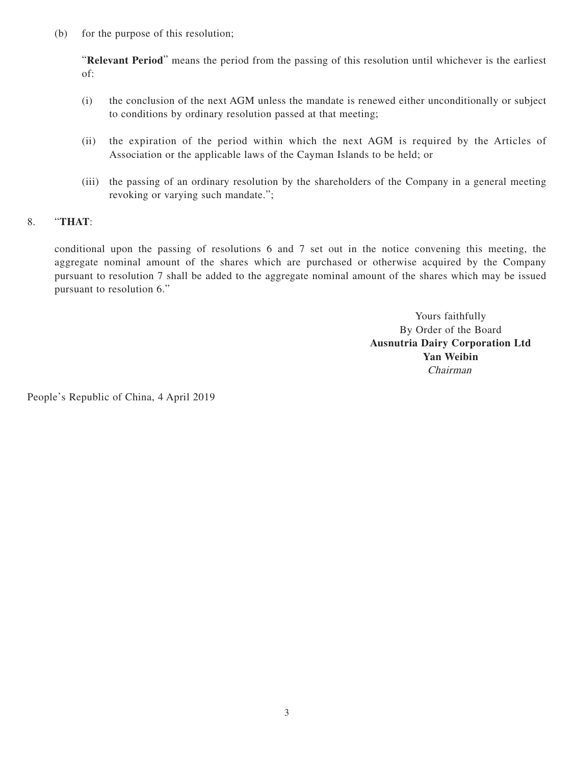(b) for the purpose of this resolution;

"**Relevant Period**" means the period from the passing of this resolution until whichever is the earliest of:

(i) the conclusion of the next AGM unless the mandate is renewed either unconditionally or subject to conditions by ordinary resolution passed at that meeting;

(ii) the expiration of the period within which the next AGM is required by the Articles of Association or the applicable laws of the Cayman Islands to be held; or

(iii) the passing of an ordinary resolution by the shareholders of the Company in a general meeting revoking or varying such mandate.";

8. "**THAT**:

conditional upon the passing of resolutions 6 and 7 set out in the notice convening this meeting, the aggregate nominal amount of the shares which are purchased or otherwise acquired by the Company pursuant to resolution 7 shall be added to the aggregate nominal amount of the shares which may be issued pursuant to resolution 6."

Yours faithfully
By Order of the Board
**Ausnutria Dairy Corporation Ltd**
**Yan Weibin**
*Chairman*

People's Republic of China, 4 April 2019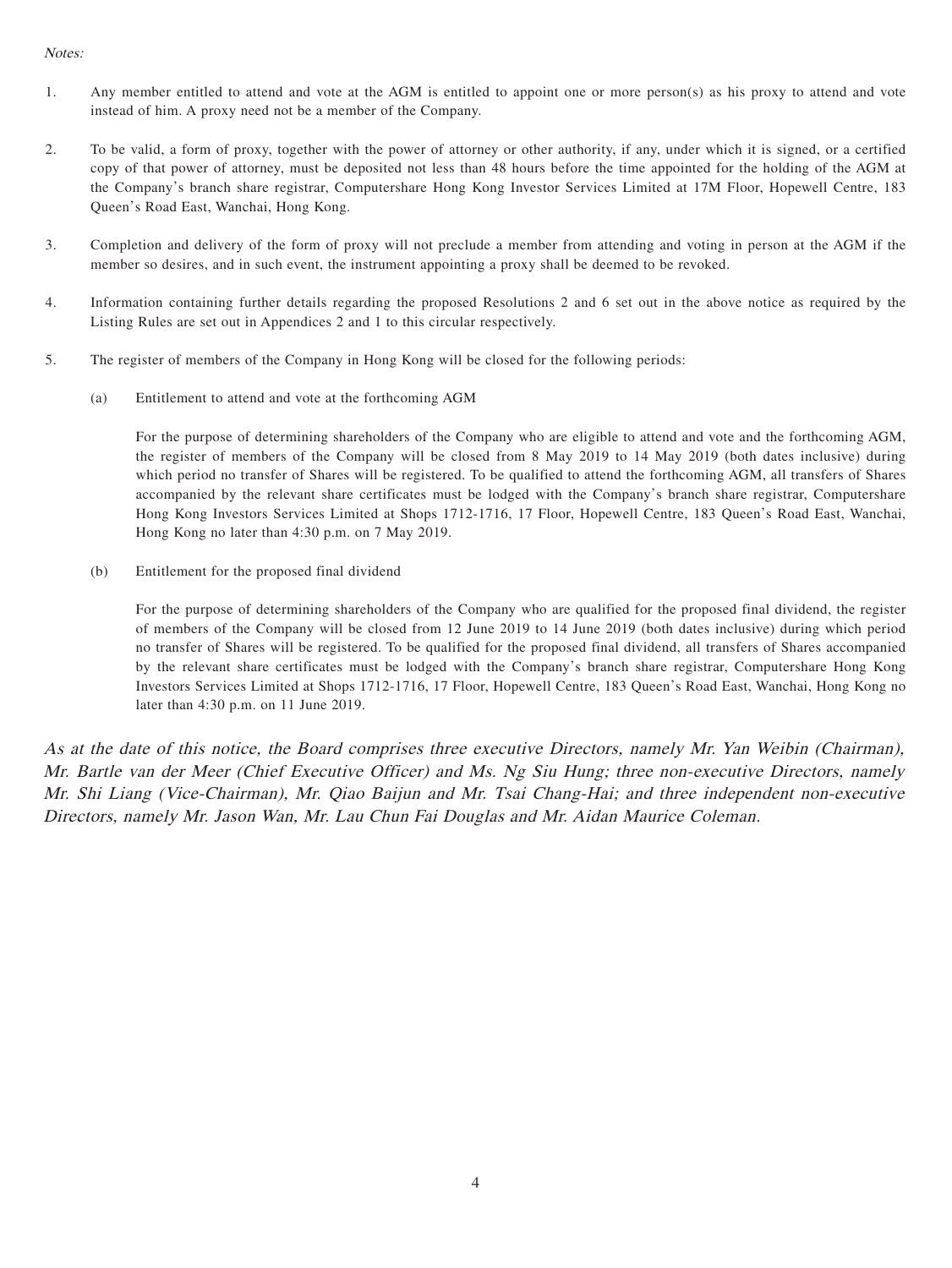*Notes:*

1. Any member entitled to attend and vote at the AGM is entitled to appoint one or more person(s) as his proxy to attend and vote instead of him. A proxy need not be a member of the Company.

2. To be valid, a form of proxy, together with the power of attorney or other authority, if any, under which it is signed, or a certified copy of that power of attorney, must be deposited not less than 48 hours before the time appointed for the holding of the AGM at the Company's branch share registrar, Computershare Hong Kong Investor Services Limited at 17M Floor, Hopewell Centre, 183 Queen's Road East, Wanchai, Hong Kong.

3. Completion and delivery of the form of proxy will not preclude a member from attending and voting in person at the AGM if the member so desires, and in such event, the instrument appointing a proxy shall be deemed to be revoked.

4. Information containing further details regarding the proposed Resolutions 2 and 6 set out in the above notice as required by the Listing Rules are set out in Appendices 2 and 1 to this circular respectively.

5. The register of members of the Company in Hong Kong will be closed for the following periods:

   (a) Entitlement to attend and vote at the forthcoming AGM

   For the purpose of determining shareholders of the Company who are eligible to attend and vote and the forthcoming AGM, the register of members of the Company will be closed from 8 May 2019 to 14 May 2019 (both dates inclusive) during which period no transfer of Shares will be registered. To be qualified to attend the forthcoming AGM, all transfers of Shares accompanied by the relevant share certificates must be lodged with the Company's branch share registrar, Computershare Hong Kong Investors Services Limited at Shops 1712-1716, 17 Floor, Hopewell Centre, 183 Queen's Road East, Wanchai, Hong Kong no later than 4:30 p.m. on 7 May 2019.

   (b) Entitlement for the proposed final dividend

   For the purpose of determining shareholders of the Company who are qualified for the proposed final dividend, the register of members of the Company will be closed from 12 June 2019 to 14 June 2019 (both dates inclusive) during which period no transfer of Shares will be registered. To be qualified for the proposed final dividend, all transfers of Shares accompanied by the relevant share certificates must be lodged with the Company's branch share registrar, Computershare Hong Kong Investors Services Limited at Shops 1712-1716, 17 Floor, Hopewell Centre, 183 Queen's Road East, Wanchai, Hong Kong no later than 4:30 p.m. on 11 June 2019.

*As at the date of this notice, the Board comprises three executive Directors, namely Mr. Yan Weibin (Chairman), Mr. Bartle van der Meer (Chief Executive Officer) and Ms. Ng Siu Hung; three non-executive Directors, namely Mr. Shi Liang (Vice-Chairman), Mr. Qiao Baijun and Mr. Tsai Chang-Hai; and three independent non-executive Directors, namely Mr. Jason Wan, Mr. Lau Chun Fai Douglas and Mr. Aidan Maurice Coleman.*